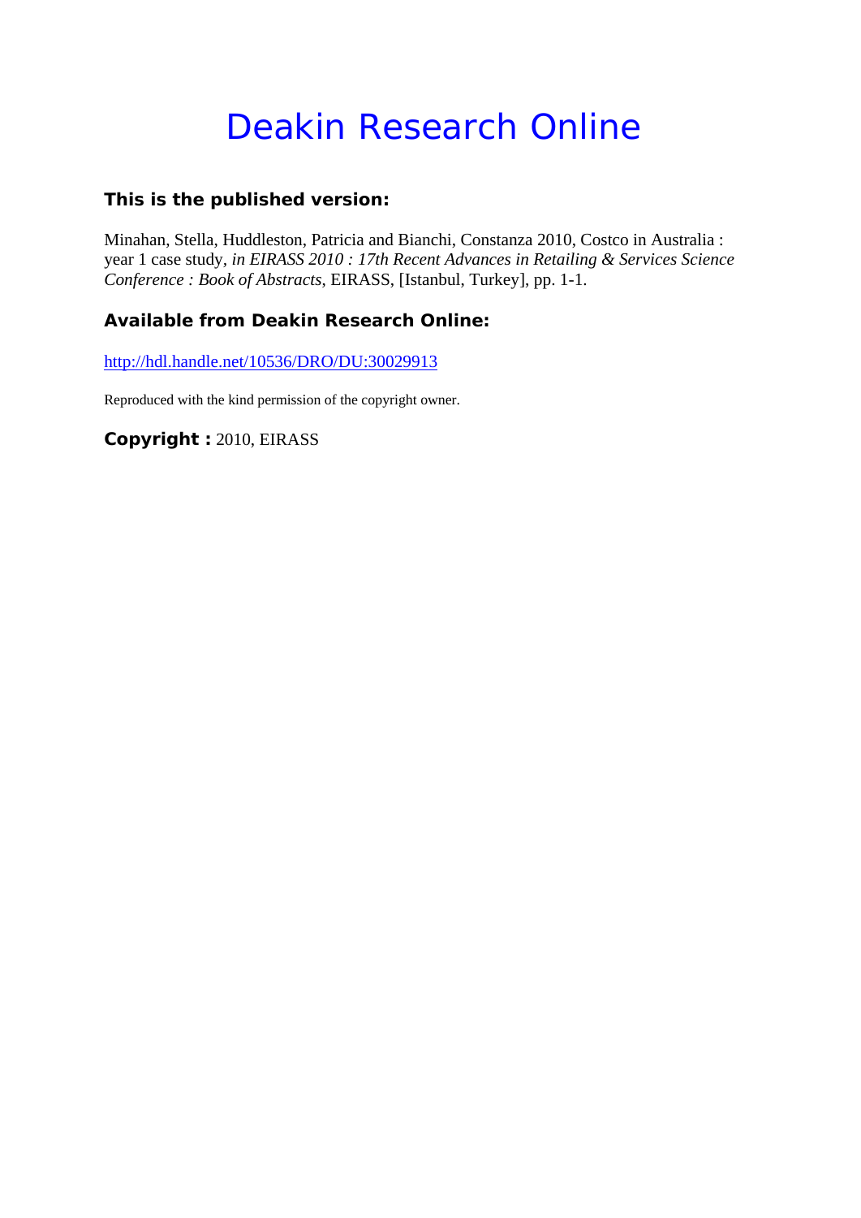# Deakin Research Online

**This is the published version:**

Minahan, Stella, Huddleston, Patricia and Bianchi, Constanza 2010, Costco in Australia : year 1 case study*, in EIRASS 2010 : 17th Recent Advances in Retailing & Services Science Conference : Book of Abstracts*, EIRASS, [Istanbul, Turkey], pp. 1-1.

**Available from Deakin Research Online:**

http://hdl.handle.net/10536/DRO/DU:30029913

Reproduced with the kind permission of the copyright owner.

**Copyright :** 2010, EIRASS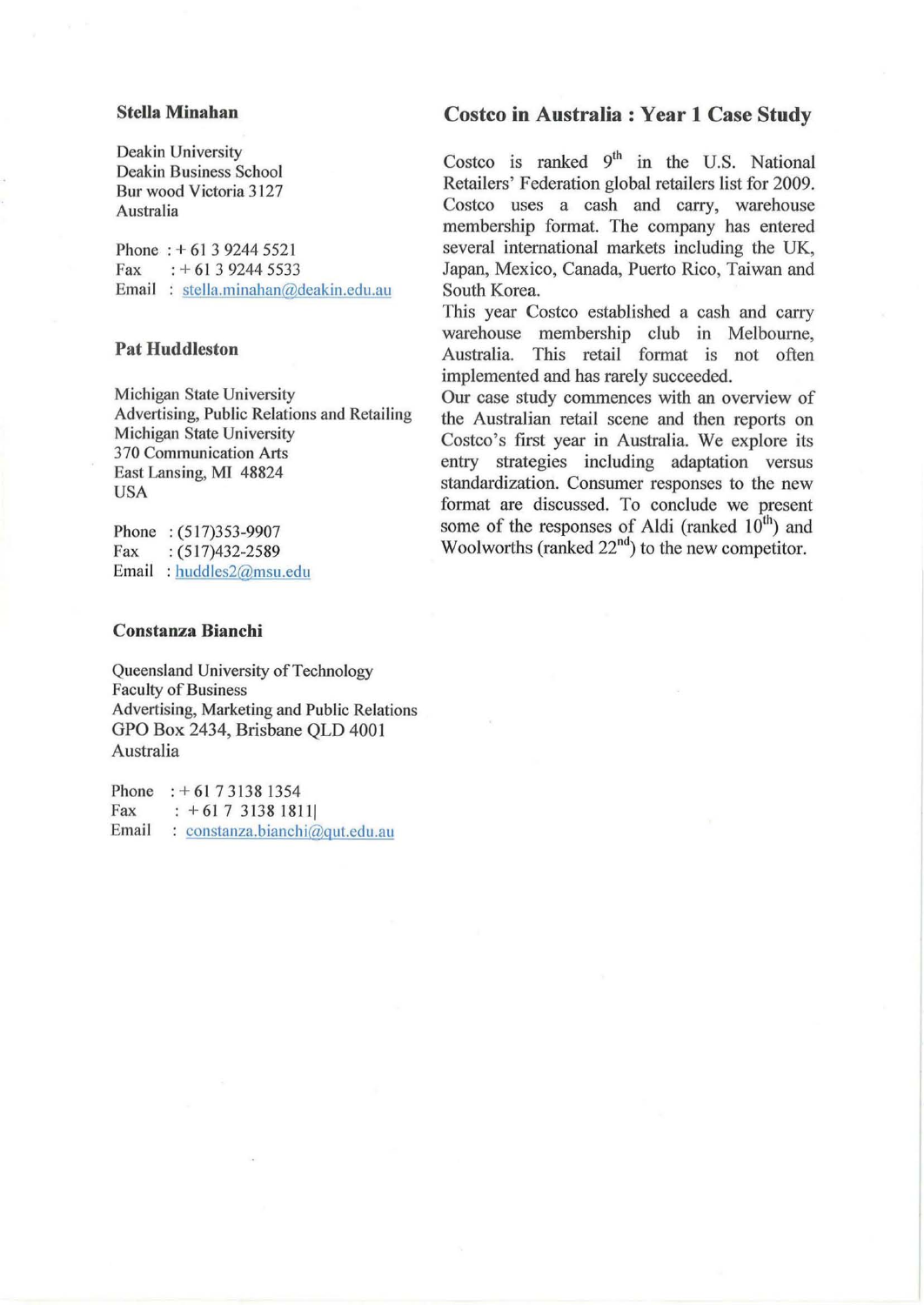**Stella Minahan**

Deakin University
Deakin Business School
Bur wood Victoria 3127
Australia

Phone : + 61 3 9244 5521
Fax : + 61 3 9244 5533
Email : stella.minahan@deakin.edu.au

**Pat Huddleston**

Michigan State University
Advertising, Public Relations and Retailing
Michigan State University
370 Communication Arts
East Lansing, MI 48824
USA

Phone : (517)353-9907
Fax : (517)432-2589
Email : huddles2@msu.edu

**Constanza Bianchi**

Queensland University of Technology
Faculty of Business
Advertising, Marketing and Public Relations
GPO Box 2434, Brisbane QLD 4001
Australia

Phone : + 61 7 3138 1354
Fax : + 61 7 3138 1811|
Email : constanza.bianchi@qut.edu.au

## Costco in Australia : Year 1 Case Study

Costco is ranked 9th in the U.S. National Retailers' Federation global retailers list for 2009. Costco uses a cash and carry, warehouse membership format. The company has entered several international markets including the UK, Japan, Mexico, Canada, Puerto Rico, Taiwan and South Korea.

This year Costco established a cash and carry warehouse membership club in Melbourne, Australia. This retail format is not often implemented and has rarely succeeded.

Our case study commences with an overview of the Australian retail scene and then reports on Costco's first year in Australia. We explore its entry strategies including adaptation versus standardization. Consumer responses to the new format are discussed. To conclude we present some of the responses of Aldi (ranked 10th) and Woolworths (ranked 22nd) to the new competitor.